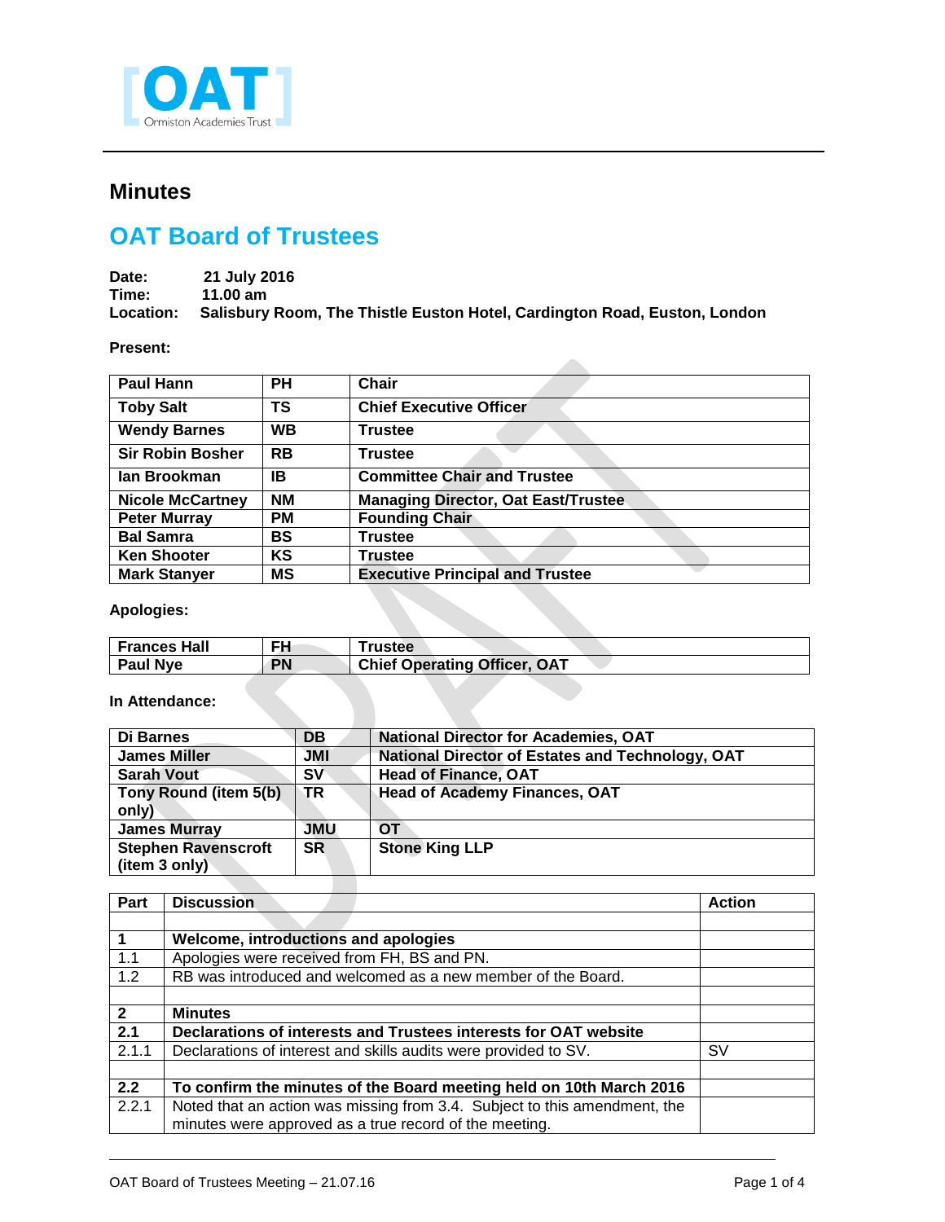[OAT] Ormiston Academies Trust

# Minutes

## OAT Board of Trustees

**Date:** 21 July 2016
**Time:** 11.00 am
**Location:** Salisbury Room, The Thistle Euston Hotel, Cardington Road, Euston, London

**Present:**

| | | |
|---|---|---|
| **Paul Hann** | **PH** | **Chair** |
| **Toby Salt** | **TS** | **Chief Executive Officer** |
| **Wendy Barnes** | **WB** | **Trustee** |
| **Sir Robin Bosher** | **RB** | **Trustee** |
| **Ian Brookman** | **IB** | **Committee Chair and Trustee** |
| **Nicole McCartney** | **NM** | **Managing Director, Oat East/Trustee** |
| **Peter Murray** | **PM** | **Founding Chair** |
| **Bal Samra** | **BS** | **Trustee** |
| **Ken Shooter** | **KS** | **Trustee** |
| **Mark Stanyer** | **MS** | **Executive Principal and Trustee** |

**Apologies:**

| | | |
|---|---|---|
| **Frances Hall** | **FH** | **Trustee** |
| **Paul Nye** | **PN** | **Chief Operating Officer, OAT** |

**In Attendance:**

| | | |
|---|---|---|
| **Di Barnes** | **DB** | **National Director for Academies, OAT** |
| **James Miller** | **JMI** | **National Director of Estates and Technology, OAT** |
| **Sarah Vout** | **SV** | **Head of Finance, OAT** |
| **Tony Round (item 5(b) only)** | **TR** | **Head of Academy Finances, OAT** |
| **James Murray** | **JMU** | **OT** |
| **Stephen Ravenscroft (item 3 only)** | **SR** | **Stone King LLP** |

| Part | Discussion | Action |
|---|---|---|
| | | |
| **1** | **Welcome, introductions and apologies** | |
| 1.1 | Apologies were received from FH, BS and PN. | |
| 1.2 | RB was introduced and welcomed as a new member of the Board. | |
| | | |
| **2** | **Minutes** | |
| **2.1** | **Declarations of interests and Trustees interests for OAT website** | |
| 2.1.1 | Declarations of interest and skills audits were provided to SV. | SV |
| | | |
| **2.2** | **To confirm the minutes of the Board meeting held on 10th March 2016** | |
| 2.2.1 | Noted that an action was missing from 3.4. Subject to this amendment, the minutes were approved as a true record of the meeting. | |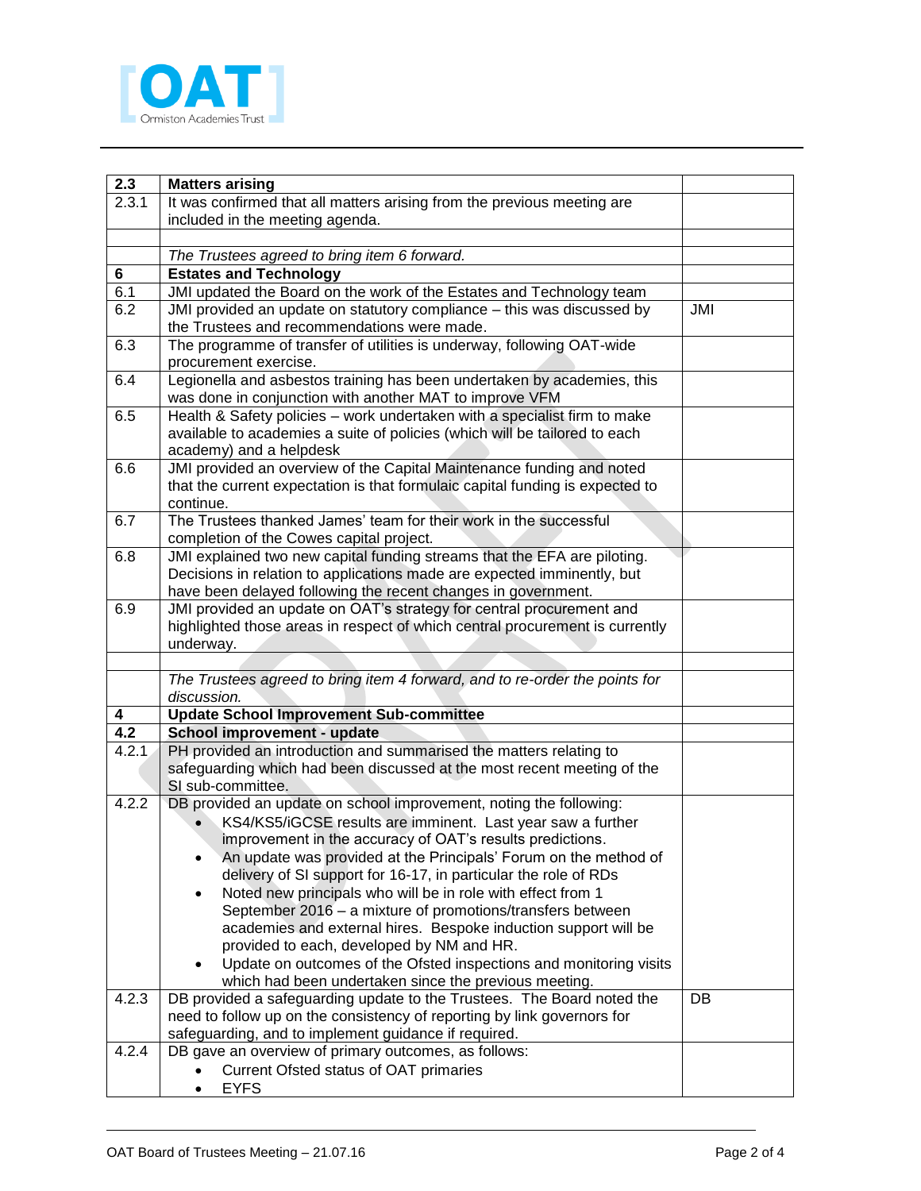| 2.3 | **Matters arising** | |
|---|---|---|
| 2.3.1 | It was confirmed that all matters arising from the previous meeting are included in the meeting agenda. | |
| | | |
| | *The Trustees agreed to bring item 6 forward.* | |
| **6** | **Estates and Technology** | |
| 6.1 | JMI updated the Board on the work of the Estates and Technology team | |
| 6.2 | JMI provided an update on statutory compliance – this was discussed by the Trustees and recommendations were made. | JMI |
| 6.3 | The programme of transfer of utilities is underway, following OAT-wide procurement exercise. | |
| 6.4 | Legionella and asbestos training has been undertaken by academies, this was done in conjunction with another MAT to improve VFM | |
| 6.5 | Health & Safety policies – work undertaken with a specialist firm to make available to academies a suite of policies (which will be tailored to each academy) and a helpdesk | |
| 6.6 | JMI provided an overview of the Capital Maintenance funding and noted that the current expectation is that formulaic capital funding is expected to continue. | |
| 6.7 | The Trustees thanked James' team for their work in the successful completion of the Cowes capital project. | |
| 6.8 | JMI explained two new capital funding streams that the EFA are piloting. Decisions in relation to applications made are expected imminently, but have been delayed following the recent changes in government. | |
| 6.9 | JMI provided an update on OAT's strategy for central procurement and highlighted those areas in respect of which central procurement is currently underway. | |
| | | |
| | *The Trustees agreed to bring item 4 forward, and to re-order the points for discussion.* | |
| **4** | **Update School Improvement Sub-committee** | |
| **4.2** | **School improvement - update** | |
| 4.2.1 | PH provided an introduction and summarised the matters relating to safeguarding which had been discussed at the most recent meeting of the SI sub-committee. | |
| 4.2.2 | DB provided an update on school improvement, noting the following:<br>• KS4/KS5/iGCSE results are imminent. Last year saw a further improvement in the accuracy of OAT's results predictions.<br>• An update was provided at the Principals' Forum on the method of delivery of SI support for 16-17, in particular the role of RDs<br>• Noted new principals who will be in role with effect from 1 September 2016 – a mixture of promotions/transfers between academies and external hires. Bespoke induction support will be provided to each, developed by NM and HR.<br>• Update on outcomes of the Ofsted inspections and monitoring visits which had been undertaken since the previous meeting. | |
| 4.2.3 | DB provided a safeguarding update to the Trustees. The Board noted the need to follow up on the consistency of reporting by link governors for safeguarding, and to implement guidance if required. | DB |
| 4.2.4 | DB gave an overview of primary outcomes, as follows:<br>• Current Ofsted status of OAT primaries<br>• EYFS | |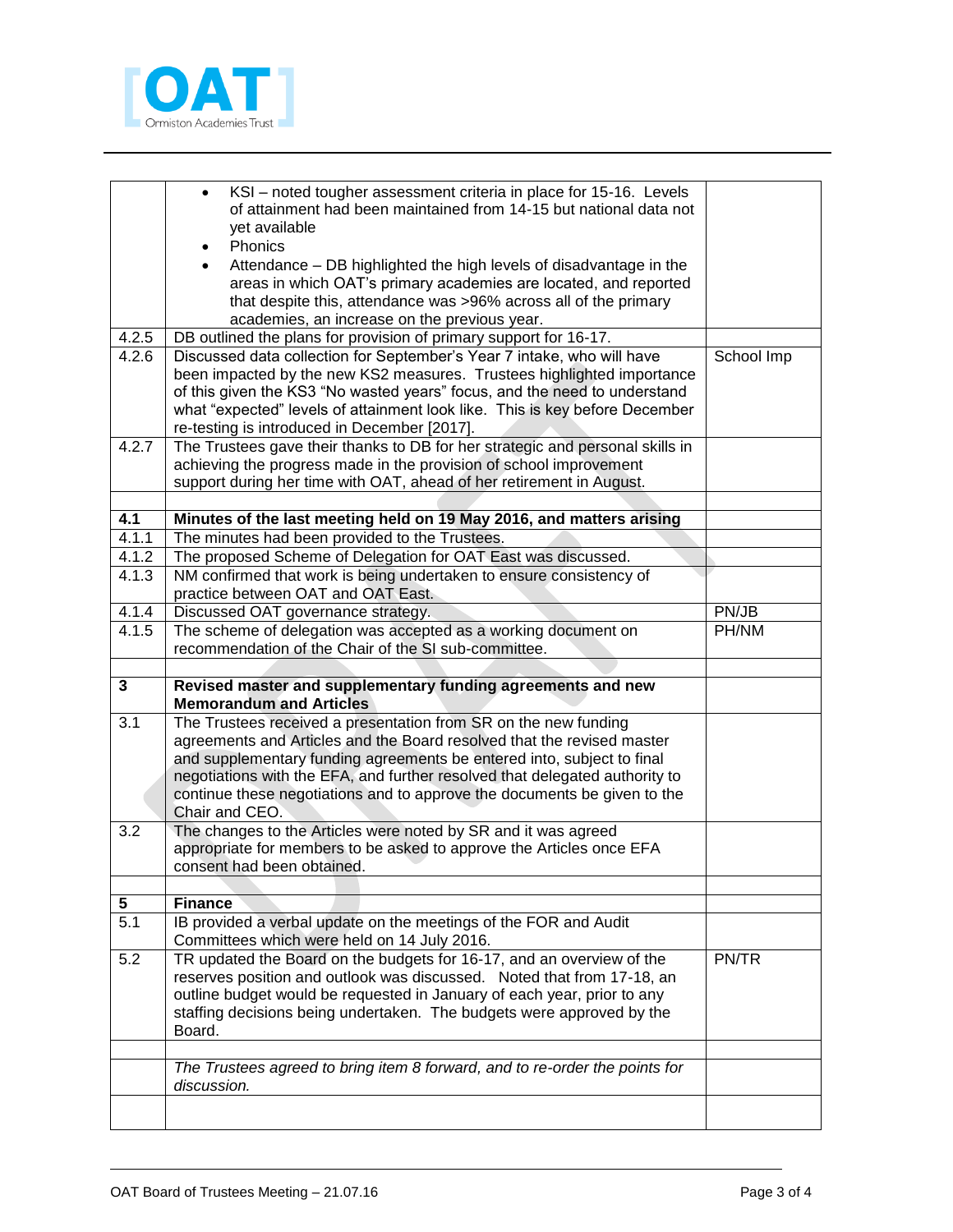| | | |
|---|---|---|
| | • KSI – noted tougher assessment criteria in place for 15-16. Levels of attainment had been maintained from 14-15 but national data not yet available<br>• Phonics<br>• Attendance – DB highlighted the high levels of disadvantage in the areas in which OAT's primary academies are located, and reported that despite this, attendance was >96% across all of the primary academies, an increase on the previous year. | |
| 4.2.5 | DB outlined the plans for provision of primary support for 16-17. | |
| 4.2.6 | Discussed data collection for September's Year 7 intake, who will have been impacted by the new KS2 measures. Trustees highlighted importance of this given the KS3 "No wasted years" focus, and the need to understand what "expected" levels of attainment look like. This is key before December re-testing is introduced in December [2017]. | School Imp |
| 4.2.7 | The Trustees gave their thanks to DB for her strategic and personal skills in achieving the progress made in the provision of school improvement support during her time with OAT, ahead of her retirement in August. | |
| | | |
| **4.1** | **Minutes of the last meeting held on 19 May 2016, and matters arising** | |
| 4.1.1 | The minutes had been provided to the Trustees. | |
| 4.1.2 | The proposed Scheme of Delegation for OAT East was discussed. | |
| 4.1.3 | NM confirmed that work is being undertaken to ensure consistency of practice between OAT and OAT East. | |
| 4.1.4 | Discussed OAT governance strategy. | PN/JB |
| 4.1.5 | The scheme of delegation was accepted as a working document on recommendation of the Chair of the SI sub-committee. | PH/NM |
| | | |
| **3** | **Revised master and supplementary funding agreements and new Memorandum and Articles** | |
| 3.1 | The Trustees received a presentation from SR on the new funding agreements and Articles and the Board resolved that the revised master and supplementary funding agreements be entered into, subject to final negotiations with the EFA, and further resolved that delegated authority to continue these negotiations and to approve the documents be given to the Chair and CEO. | |
| 3.2 | The changes to the Articles were noted by SR and it was agreed appropriate for members to be asked to approve the Articles once EFA consent had been obtained. | |
| | | |
| **5** | **Finance** | |
| 5.1 | IB provided a verbal update on the meetings of the FOR and Audit Committees which were held on 14 July 2016. | |
| 5.2 | TR updated the Board on the budgets for 16-17, and an overview of the reserves position and outlook was discussed. Noted that from 17-18, an outline budget would be requested in January of each year, prior to any staffing decisions being undertaken. The budgets were approved by the Board. | PN/TR |
| | | |
| | *The Trustees agreed to bring item 8 forward, and to re-order the points for discussion.* | |
| | | |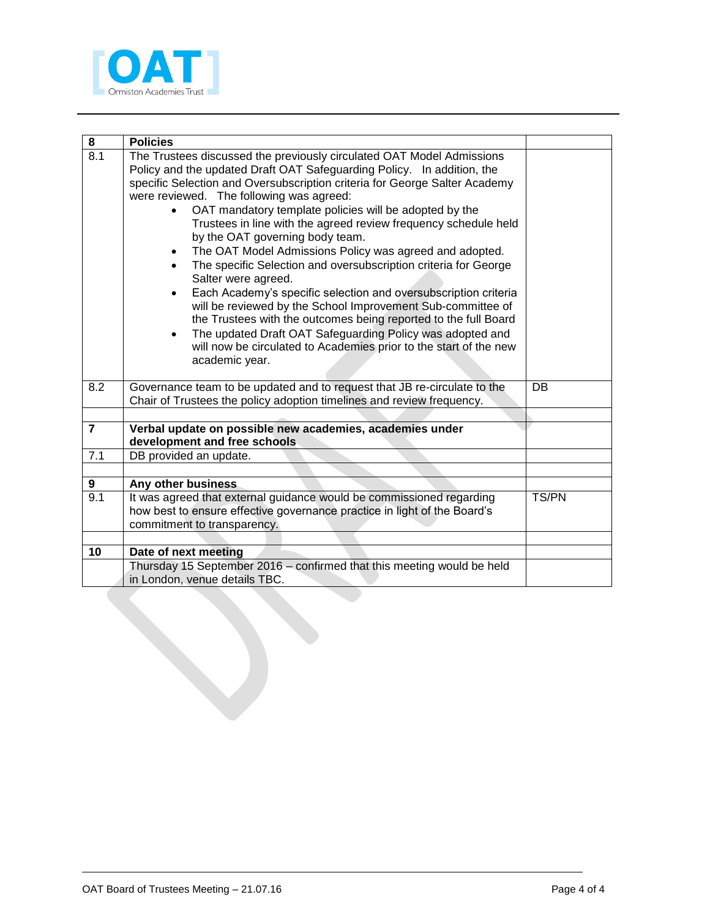| | | |
|---|---|---|
| **8** | **Policies** | |
| 8.1 | The Trustees discussed the previously circulated OAT Model Admissions Policy and the updated Draft OAT Safeguarding Policy. In addition, the specific Selection and Oversubscription criteria for George Salter Academy were reviewed. The following was agreed:<br>• OAT mandatory template policies will be adopted by the Trustees in line with the agreed review frequency schedule held by the OAT governing body team.<br>• The OAT Model Admissions Policy was agreed and adopted.<br>• The specific Selection and oversubscription criteria for George Salter were agreed.<br>• Each Academy's specific selection and oversubscription criteria will be reviewed by the School Improvement Sub-committee of the Trustees with the outcomes being reported to the full Board<br>• The updated Draft OAT Safeguarding Policy was adopted and will now be circulated to Academies prior to the start of the new academic year. | |
| 8.2 | Governance team to be updated and to request that JB re-circulate to the Chair of Trustees the policy adoption timelines and review frequency. | DB |
| | | |
| **7** | **Verbal update on possible new academies, academies under development and free schools** | |
| 7.1 | DB provided an update. | |
| | | |
| **9** | **Any other business** | |
| 9.1 | It was agreed that external guidance would be commissioned regarding how best to ensure effective governance practice in light of the Board's commitment to transparency. | TS/PN |
| | | |
| **10** | **Date of next meeting** | |
| | Thursday 15 September 2016 – confirmed that this meeting would be held in London, venue details TBC. | |